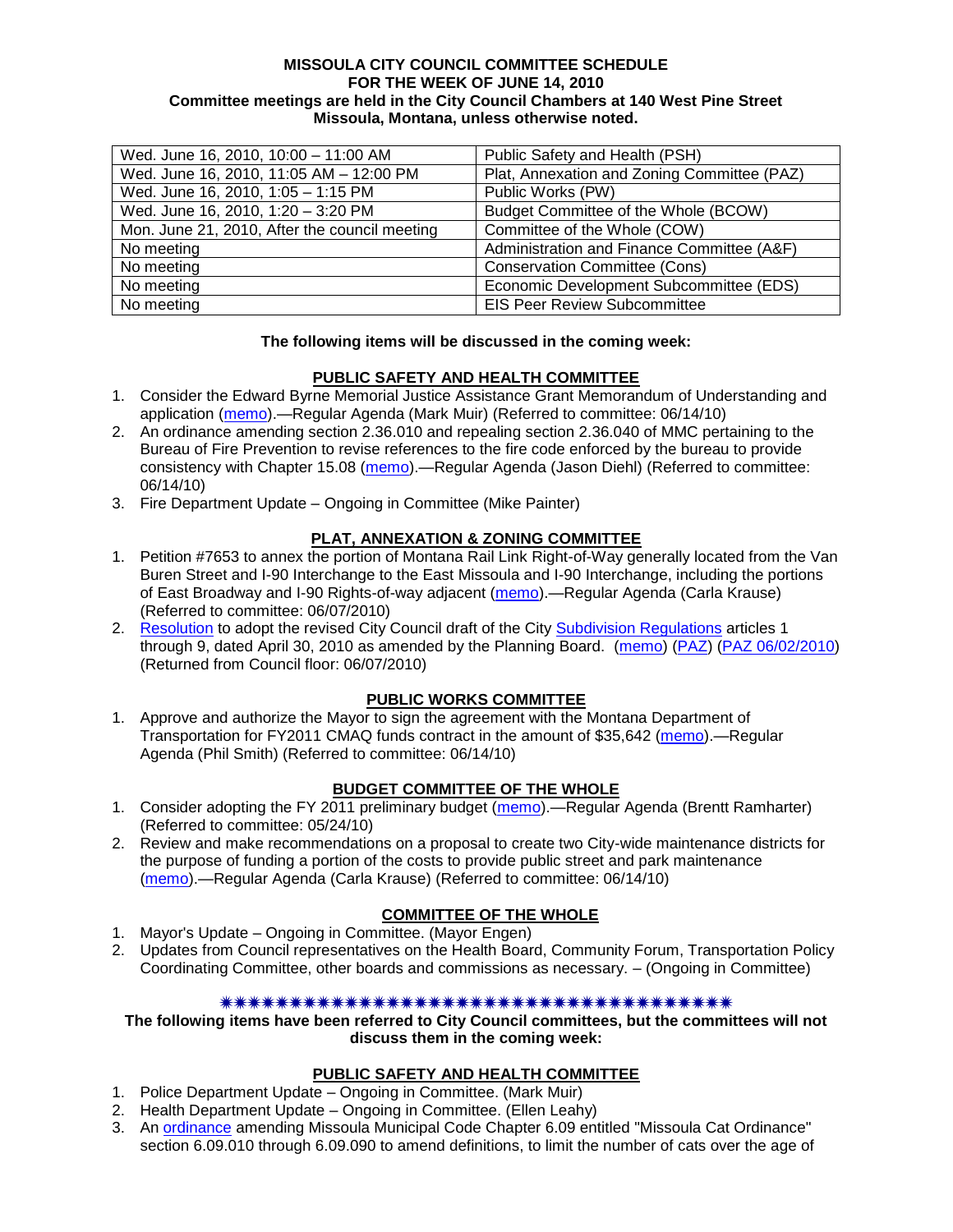**MISSOULA CITY COUNCIL COMMITTEE SCHEDULE**
**FOR THE WEEK OF JUNE 14, 2010**
**Committee meetings are held in the City Council Chambers at 140 West Pine Street**
**Missoula, Montana, unless otherwise noted.**

| | |
|---|---|
| Wed. June 16, 2010, 10:00 – 11:00 AM | Public Safety and Health (PSH) |
| Wed. June 16, 2010, 11:05 AM – 12:00 PM | Plat, Annexation and Zoning Committee (PAZ) |
| Wed. June 16, 2010, 1:05 – 1:15 PM | Public Works (PW) |
| Wed. June 16, 2010, 1:20 – 3:20 PM | Budget Committee of the Whole (BCOW) |
| Mon. June 21, 2010, After the council meeting | Committee of the Whole (COW) |
| No meeting | Administration and Finance Committee (A&F) |
| No meeting | Conservation Committee (Cons) |
| No meeting | Economic Development Subcommittee (EDS) |
| No meeting | EIS Peer Review Subcommittee |

**The following items will be discussed in the coming week:**

**PUBLIC SAFETY AND HEALTH COMMITTEE**

1. Consider the Edward Byrne Memorial Justice Assistance Grant Memorandum of Understanding and application (memo).—Regular Agenda (Mark Muir) (Referred to committee: 06/14/10)
2. An ordinance amending section 2.36.010 and repealing section 2.36.040 of MMC pertaining to the Bureau of Fire Prevention to revise references to the fire code enforced by the bureau to provide consistency with Chapter 15.08 (memo).—Regular Agenda (Jason Diehl) (Referred to committee: 06/14/10)
3. Fire Department Update – Ongoing in Committee (Mike Painter)

**PLAT, ANNEXATION & ZONING COMMITTEE**

1. Petition #7653 to annex the portion of Montana Rail Link Right-of-Way generally located from the Van Buren Street and I-90 Interchange to the East Missoula and I-90 Interchange, including the portions of East Broadway and I-90 Rights-of-way adjacent (memo).—Regular Agenda (Carla Krause) (Referred to committee: 06/07/2010)
2. Resolution to adopt the revised City Council draft of the City Subdivision Regulations articles 1 through 9, dated April 30, 2010 as amended by the Planning Board. (memo) (PAZ) (PAZ 06/02/2010) (Returned from Council floor: 06/07/2010)

**PUBLIC WORKS COMMITTEE**

1. Approve and authorize the Mayor to sign the agreement with the Montana Department of Transportation for FY2011 CMAQ funds contract in the amount of $35,642 (memo).—Regular Agenda (Phil Smith) (Referred to committee: 06/14/10)

**BUDGET COMMITTEE OF THE WHOLE**

1. Consider adopting the FY 2011 preliminary budget (memo).—Regular Agenda (Brentt Ramharter) (Referred to committee: 05/24/10)
2. Review and make recommendations on a proposal to create two City-wide maintenance districts for the purpose of funding a portion of the costs to provide public street and park maintenance (memo).—Regular Agenda (Carla Krause) (Referred to committee: 06/14/10)

**COMMITTEE OF THE WHOLE**

1. Mayor's Update – Ongoing in Committee. (Mayor Engen)
2. Updates from Council representatives on the Health Board, Community Forum, Transportation Policy Coordinating Committee, other boards and commissions as necessary. – (Ongoing in Committee)

\*\*\*\*\*\*\*\*\*\*\*\*\*\*\*\*\*\*\*\*\*\*\*\*\*\*\*\*\*\*\*\*\*\*\*\*\*\*\*\*

**The following items have been referred to City Council committees, but the committees will not discuss them in the coming week:**

**PUBLIC SAFETY AND HEALTH COMMITTEE**

1. Police Department Update – Ongoing in Committee. (Mark Muir)
2. Health Department Update – Ongoing in Committee. (Ellen Leahy)
3. An ordinance amending Missoula Municipal Code Chapter 6.09 entitled "Missoula Cat Ordinance" section 6.09.010 through 6.09.090 to amend definitions, to limit the number of cats over the age of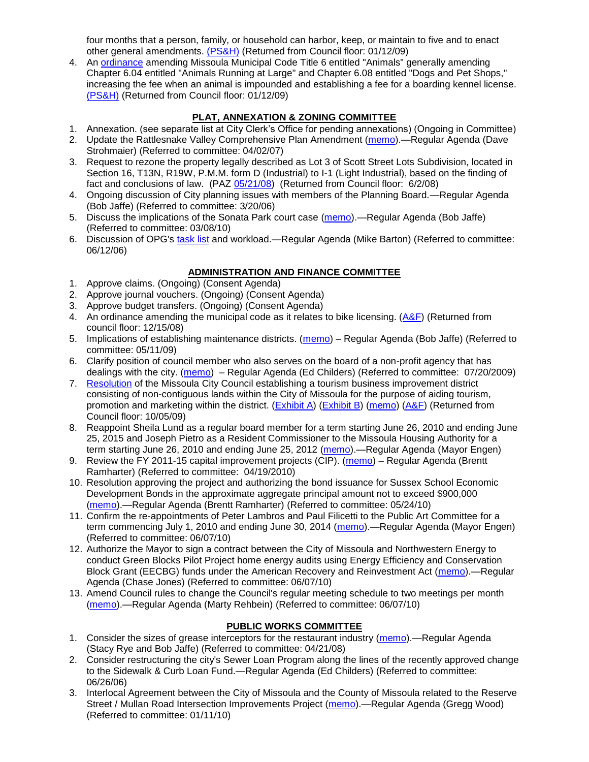four months that a person, family, or household can harbor, keep, or maintain to five and to enact other general amendments. (PS&H) (Returned from Council floor: 01/12/09)

4. An ordinance amending Missoula Municipal Code Title 6 entitled "Animals" generally amending Chapter 6.04 entitled "Animals Running at Large" and Chapter 6.08 entitled "Dogs and Pet Shops," increasing the fee when an animal is impounded and establishing a fee for a boarding kennel license. (PS&H) (Returned from Council floor: 01/12/09)

## PLAT, ANNEXATION & ZONING COMMITTEE

1. Annexation. (see separate list at City Clerk's Office for pending annexations) (Ongoing in Committee)
2. Update the Rattlesnake Valley Comprehensive Plan Amendment (memo).—Regular Agenda (Dave Strohmaier) (Referred to committee: 04/02/07)
3. Request to rezone the property legally described as Lot 3 of Scott Street Lots Subdivision, located in Section 16, T13N, R19W, P.M.M. form D (Industrial) to I-1 (Light Industrial), based on the finding of fact and conclusions of law. (PAZ 05/21/08) (Returned from Council floor: 6/2/08)
4. Ongoing discussion of City planning issues with members of the Planning Board.—Regular Agenda (Bob Jaffe) (Referred to committee: 3/20/06)
5. Discuss the implications of the Sonata Park court case (memo).—Regular Agenda (Bob Jaffe) (Referred to committee: 03/08/10)
6. Discussion of OPG's task list and workload.—Regular Agenda (Mike Barton) (Referred to committee: 06/12/06)

## ADMINISTRATION AND FINANCE COMMITTEE

1. Approve claims. (Ongoing) (Consent Agenda)
2. Approve journal vouchers. (Ongoing) (Consent Agenda)
3. Approve budget transfers. (Ongoing) (Consent Agenda)
4. An ordinance amending the municipal code as it relates to bike licensing. (A&F) (Returned from council floor: 12/15/08)
5. Implications of establishing maintenance districts. (memo) – Regular Agenda (Bob Jaffe) (Referred to committee: 05/11/09)
6. Clarify position of council member who also serves on the board of a non-profit agency that has dealings with the city. (memo) – Regular Agenda (Ed Childers) (Referred to committee: 07/20/2009)
7. Resolution of the Missoula City Council establishing a tourism business improvement district consisting of non-contiguous lands within the City of Missoula for the purpose of aiding tourism, promotion and marketing within the district. (Exhibit A) (Exhibit B) (memo) (A&F) (Returned from Council floor: 10/05/09)
8. Reappoint Sheila Lund as a regular board member for a term starting June 26, 2010 and ending June 25, 2015 and Joseph Pietro as a Resident Commissioner to the Missoula Housing Authority for a term starting June 26, 2010 and ending June 25, 2012 (memo).—Regular Agenda (Mayor Engen)
9. Review the FY 2011-15 capital improvement projects (CIP). (memo) – Regular Agenda (Brentt Ramharter) (Referred to committee: 04/19/2010)
10. Resolution approving the project and authorizing the bond issuance for Sussex School Economic Development Bonds in the approximate aggregate principal amount not to exceed $900,000 (memo).—Regular Agenda (Brentt Ramharter) (Referred to committee: 05/24/10)
11. Confirm the re-appointments of Peter Lambros and Paul Filicetti to the Public Art Committee for a term commencing July 1, 2010 and ending June 30, 2014 (memo).—Regular Agenda (Mayor Engen) (Referred to committee: 06/07/10)
12. Authorize the Mayor to sign a contract between the City of Missoula and Northwestern Energy to conduct Green Blocks Pilot Project home energy audits using Energy Efficiency and Conservation Block Grant (EECBG) funds under the American Recovery and Reinvestment Act (memo).—Regular Agenda (Chase Jones) (Referred to committee: 06/07/10)
13. Amend Council rules to change the Council's regular meeting schedule to two meetings per month (memo).—Regular Agenda (Marty Rehbein) (Referred to committee: 06/07/10)

## PUBLIC WORKS COMMITTEE

1. Consider the sizes of grease interceptors for the restaurant industry (memo).—Regular Agenda (Stacy Rye and Bob Jaffe) (Referred to committee: 04/21/08)
2. Consider restructuring the city's Sewer Loan Program along the lines of the recently approved change to the Sidewalk & Curb Loan Fund.—Regular Agenda (Ed Childers) (Referred to committee: 06/26/06)
3. Interlocal Agreement between the City of Missoula and the County of Missoula related to the Reserve Street / Mullan Road Intersection Improvements Project (memo).—Regular Agenda (Gregg Wood) (Referred to committee: 01/11/10)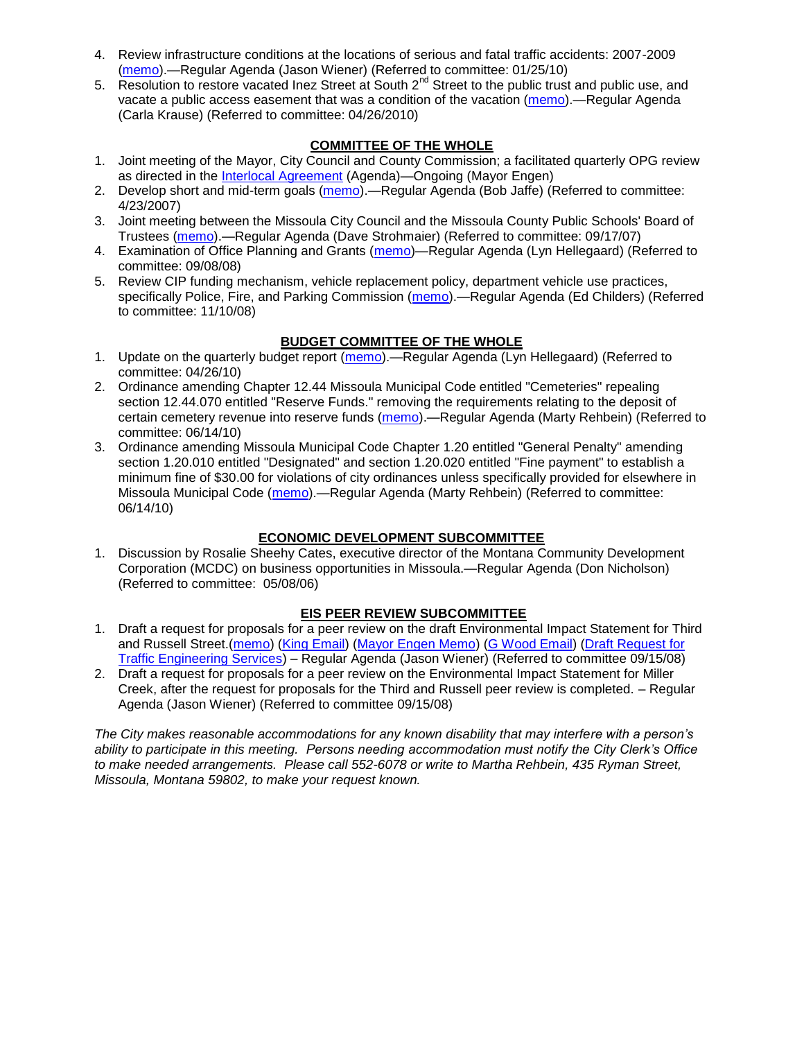4. Review infrastructure conditions at the locations of serious and fatal traffic accidents: 2007-2009 (memo).—Regular Agenda (Jason Wiener) (Referred to committee: 01/25/10)
5. Resolution to restore vacated Inez Street at South 2nd Street to the public trust and public use, and vacate a public access easement that was a condition of the vacation (memo).—Regular Agenda (Carla Krause) (Referred to committee: 04/26/2010)

## COMMITTEE OF THE WHOLE

1. Joint meeting of the Mayor, City Council and County Commission; a facilitated quarterly OPG review as directed in the Interlocal Agreement (Agenda)—Ongoing (Mayor Engen)
2. Develop short and mid-term goals (memo).—Regular Agenda (Bob Jaffe) (Referred to committee: 4/23/2007)
3. Joint meeting between the Missoula City Council and the Missoula County Public Schools' Board of Trustees (memo).—Regular Agenda (Dave Strohmaier) (Referred to committee: 09/17/07)
4. Examination of Office Planning and Grants (memo)—Regular Agenda (Lyn Hellegaard) (Referred to committee: 09/08/08)
5. Review CIP funding mechanism, vehicle replacement policy, department vehicle use practices, specifically Police, Fire, and Parking Commission (memo).—Regular Agenda (Ed Childers) (Referred to committee: 11/10/08)

## BUDGET COMMITTEE OF THE WHOLE

1. Update on the quarterly budget report (memo).—Regular Agenda (Lyn Hellegaard) (Referred to committee: 04/26/10)
2. Ordinance amending Chapter 12.44 Missoula Municipal Code entitled "Cemeteries" repealing section 12.44.070 entitled "Reserve Funds." removing the requirements relating to the deposit of certain cemetery revenue into reserve funds (memo).—Regular Agenda (Marty Rehbein) (Referred to committee: 06/14/10)
3. Ordinance amending Missoula Municipal Code Chapter 1.20 entitled "General Penalty" amending section 1.20.010 entitled "Designated" and section 1.20.020 entitled "Fine payment" to establish a minimum fine of $30.00 for violations of city ordinances unless specifically provided for elsewhere in Missoula Municipal Code (memo).—Regular Agenda (Marty Rehbein) (Referred to committee: 06/14/10)

## ECONOMIC DEVELOPMENT SUBCOMMITTEE

1. Discussion by Rosalie Sheehy Cates, executive director of the Montana Community Development Corporation (MCDC) on business opportunities in Missoula.—Regular Agenda (Don Nicholson) (Referred to committee: 05/08/06)

## EIS PEER REVIEW SUBCOMMITTEE

1. Draft a request for proposals for a peer review on the draft Environmental Impact Statement for Third and Russell Street.(memo) (King Email) (Mayor Engen Memo) (G Wood Email) (Draft Request for Traffic Engineering Services) – Regular Agenda (Jason Wiener) (Referred to committee 09/15/08)
2. Draft a request for proposals for a peer review on the Environmental Impact Statement for Miller Creek, after the request for proposals for the Third and Russell peer review is completed. – Regular Agenda (Jason Wiener) (Referred to committee 09/15/08)

*The City makes reasonable accommodations for any known disability that may interfere with a person's ability to participate in this meeting. Persons needing accommodation must notify the City Clerk's Office to make needed arrangements. Please call 552-6078 or write to Martha Rehbein, 435 Ryman Street, Missoula, Montana 59802, to make your request known.*